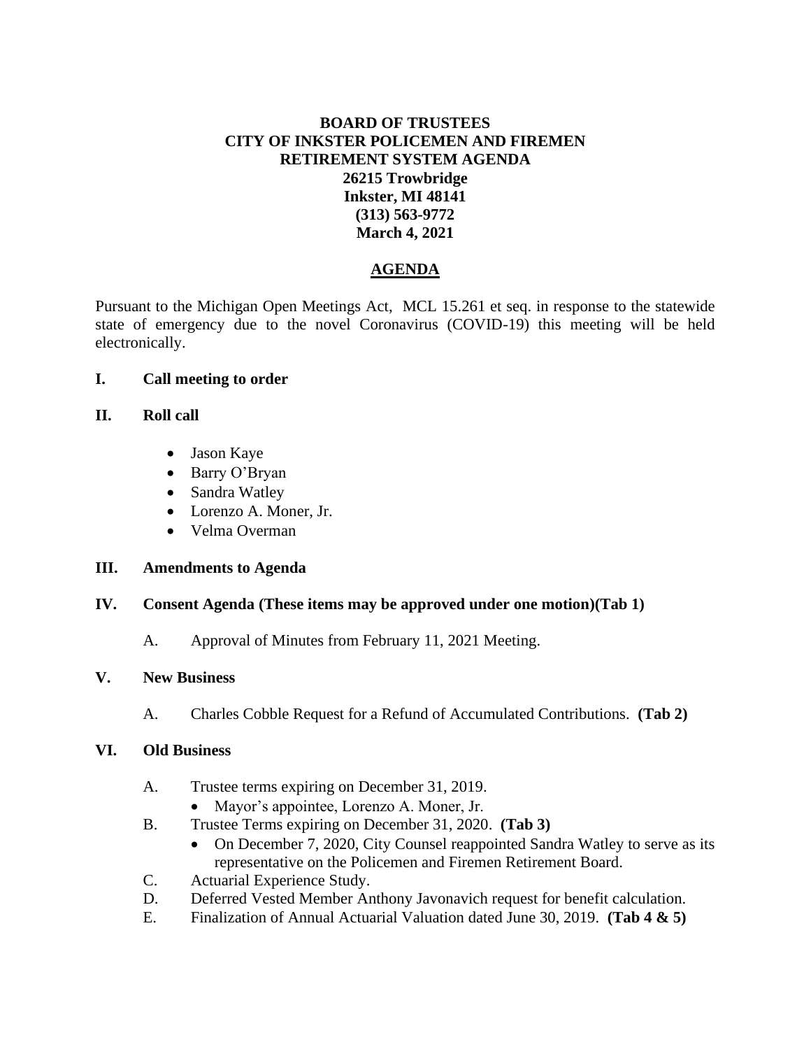**BOARD OF TRUSTEES**
**CITY OF INKSTER POLICEMEN AND FIREMEN**
**RETIREMENT SYSTEM AGENDA**
**26215 Trowbridge**
**Inkster, MI 48141**
**(313) 563-9772**
**March 4, 2021**

# AGENDA

Pursuant to the Michigan Open Meetings Act, MCL 15.261 et seq. in response to the statewide state of emergency due to the novel Coronavirus (COVID-19) this meeting will be held electronically.

## I. Call meeting to order

## II. Roll call

- Jason Kaye
- Barry O'Bryan
- Sandra Watley
- Lorenzo A. Moner, Jr.
- Velma Overman

## III. Amendments to Agenda

## IV. Consent Agenda (These items may be approved under one motion)(Tab 1)

A. Approval of Minutes from February 11, 2021 Meeting.

## V. New Business

A. Charles Cobble Request for a Refund of Accumulated Contributions. **(Tab 2)**

## VI. Old Business

A. Trustee terms expiring on December 31, 2019.
   - Mayor's appointee, Lorenzo A. Moner, Jr.

B. Trustee Terms expiring on December 31, 2020. **(Tab 3)**
   - On December 7, 2020, City Counsel reappointed Sandra Watley to serve as its representative on the Policemen and Firemen Retirement Board.

C. Actuarial Experience Study.

D. Deferred Vested Member Anthony Javonavich request for benefit calculation.

E. Finalization of Annual Actuarial Valuation dated June 30, 2019. **(Tab 4 & 5)**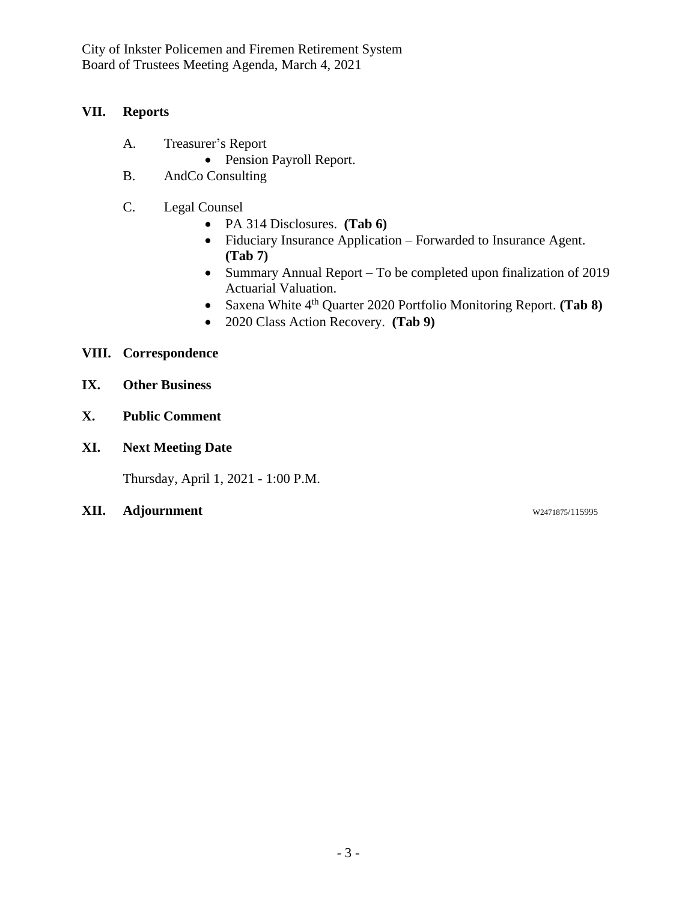## VII. Reports

A. Treasurer's Report

- Pension Payroll Report.

B. AndCo Consulting

C. Legal Counsel

- PA 314 Disclosures. **(Tab 6)**
- Fiduciary Insurance Application – Forwarded to Insurance Agent. **(Tab 7)**
- Summary Annual Report – To be completed upon finalization of 2019 Actuarial Valuation.
- Saxena White 4th Quarter 2020 Portfolio Monitoring Report. **(Tab 8)**
- 2020 Class Action Recovery. **(Tab 9)**

## VIII. Correspondence

## IX. Other Business

## X. Public Comment

## XI. Next Meeting Date

Thursday, April 1, 2021 - 1:00 P.M.

## XII. Adjournment

W2471875/115995